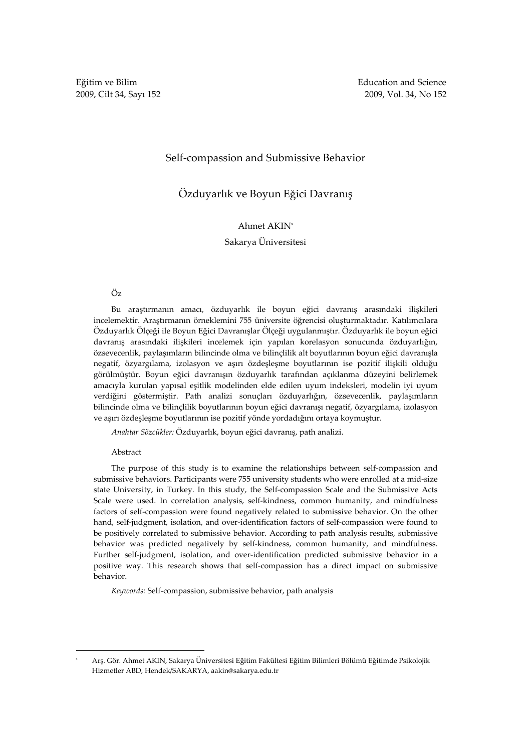# Self-compassion and Submissive Behavior

# Özduyarlık ve Boyun Eğici Davranış

Ahmet AKIN[*]

Sakarya Üniversitesi

## Öz

Bu araştırmanın amacı, özduyarlık ile boyun eğici davranış arasındaki ilişkileri incelemektir. Araştırmanın örneklemini 755 üniversite öğrencisi oluşturmaktadır. Katılımcılara Özduyarlık Ölçeği ile Boyun Eğici Davranışlar Ölçeği uygulanmıştır. Özduyarlık ile boyun eğici davranış arasındaki ilişkileri incelemek için yapılan korelasyon sonucunda özduyarlığın, özsevecenlik, paylaşımların bilincinde olma ve bilinçlilik alt boyutlarının boyun eğici davranışla negatif, özyargılama, izolasyon ve aşırı özdeşleşme boyutlarının ise pozitif ilişkili olduğu görülmüştür. Boyun eğici davranışın özduyarlık tarafından açıklanma düzeyini belirlemek amacıyla kurulan yapısal eşitlik modelinden elde edilen uyum indeksleri, modelin iyi uyum verdiğini göstermiştir. Path analizi sonuçları özduyarlığın, özsevecenlik, paylaşımların bilincinde olma ve bilinçlilik boyutlarının boyun eğici davranışı negatif, özyargılama, izolasyon ve aşırı özdeşleşme boyutlarının ise pozitif yönde yordadığını ortaya koymuştur.

*Anahtar Sözcükler:* Özduyarlık, boyun eğici davranış, path analizi.

## Abstract

The purpose of this study is to examine the relationships between self-compassion and submissive behaviors. Participants were 755 university students who were enrolled at a mid-size state University, in Turkey. In this study, the Self-compassion Scale and the Submissive Acts Scale were used. In correlation analysis, self-kindness, common humanity, and mindfulness factors of self-compassion were found negatively related to submissive behavior. On the other hand, self-judgment, isolation, and over-identification factors of self-compassion were found to be positively correlated to submissive behavior. According to path analysis results, submissive behavior was predicted negatively by self-kindness, common humanity, and mindfulness. Further self-judgment, isolation, and over-identification predicted submissive behavior in a positive way. This research shows that self-compassion has a direct impact on submissive behavior.

*Keywords:* Self-compassion, submissive behavior, path analysis

---

[*] Arş. Gör. Ahmet AKIN, Sakarya Üniversitesi Eğitim Fakültesi Eğitim Bilimleri Bölümü Eğitimde Psikolojik Hizmetler ABD, Hendek/SAKARYA, aakin@sakarya.edu.tr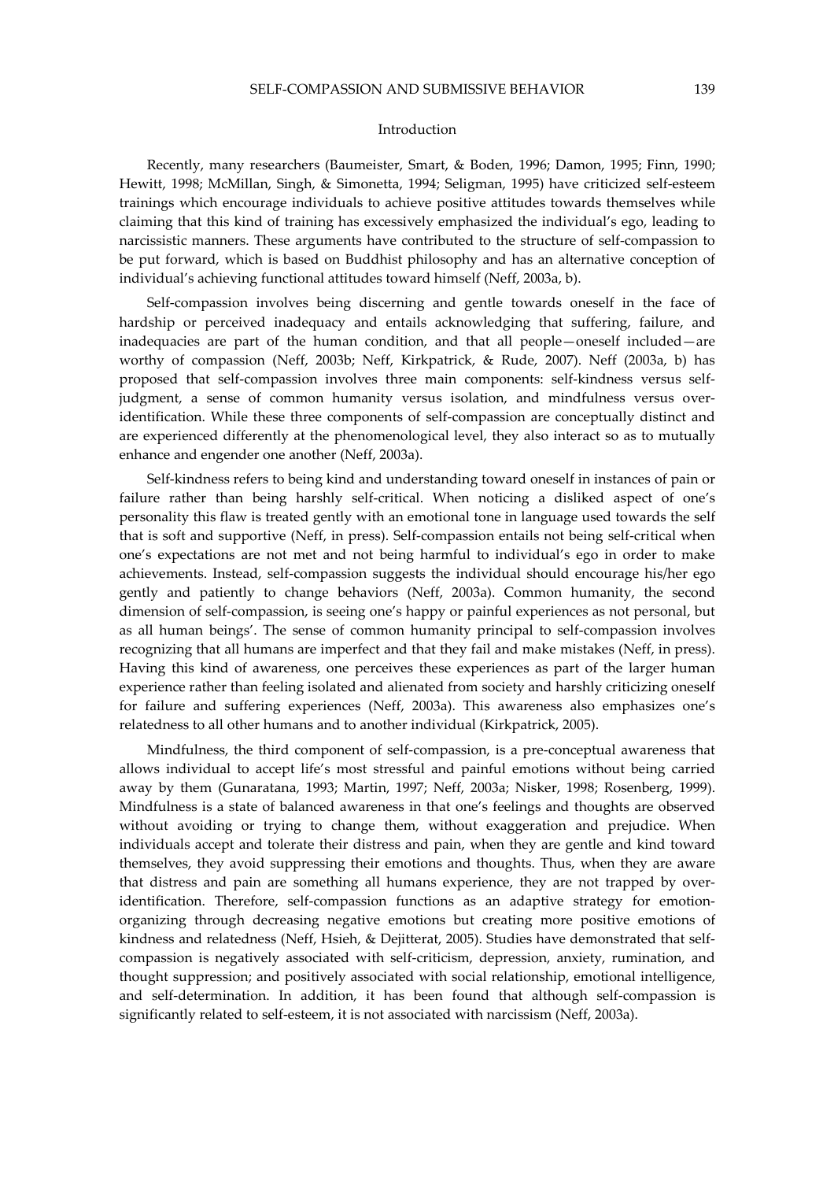## Introduction

Recently, many researchers (Baumeister, Smart, & Boden, 1996; Damon, 1995; Finn, 1990; Hewitt, 1998; McMillan, Singh, & Simonetta, 1994; Seligman, 1995) have criticized self-esteem trainings which encourage individuals to achieve positive attitudes towards themselves while claiming that this kind of training has excessively emphasized the individual's ego, leading to narcissistic manners. These arguments have contributed to the structure of self-compassion to be put forward, which is based on Buddhist philosophy and has an alternative conception of individual's achieving functional attitudes toward himself (Neff, 2003a, b).

Self-compassion involves being discerning and gentle towards oneself in the face of hardship or perceived inadequacy and entails acknowledging that suffering, failure, and inadequacies are part of the human condition, and that all people—oneself included—are worthy of compassion (Neff, 2003b; Neff, Kirkpatrick, & Rude, 2007). Neff (2003a, b) has proposed that self-compassion involves three main components: self-kindness versus self-judgment, a sense of common humanity versus isolation, and mindfulness versus over-identification. While these three components of self-compassion are conceptually distinct and are experienced differently at the phenomenological level, they also interact so as to mutually enhance and engender one another (Neff, 2003a).

Self-kindness refers to being kind and understanding toward oneself in instances of pain or failure rather than being harshly self-critical. When noticing a disliked aspect of one's personality this flaw is treated gently with an emotional tone in language used towards the self that is soft and supportive (Neff, in press). Self-compassion entails not being self-critical when one's expectations are not met and not being harmful to individual's ego in order to make achievements. Instead, self-compassion suggests the individual should encourage his/her ego gently and patiently to change behaviors (Neff, 2003a). Common humanity, the second dimension of self-compassion, is seeing one's happy or painful experiences as not personal, but as all human beings'. The sense of common humanity principal to self-compassion involves recognizing that all humans are imperfect and that they fail and make mistakes (Neff, in press). Having this kind of awareness, one perceives these experiences as part of the larger human experience rather than feeling isolated and alienated from society and harshly criticizing oneself for failure and suffering experiences (Neff, 2003a). This awareness also emphasizes one's relatedness to all other humans and to another individual (Kirkpatrick, 2005).

Mindfulness, the third component of self-compassion, is a pre-conceptual awareness that allows individual to accept life's most stressful and painful emotions without being carried away by them (Gunaratana, 1993; Martin, 1997; Neff, 2003a; Nisker, 1998; Rosenberg, 1999). Mindfulness is a state of balanced awareness in that one's feelings and thoughts are observed without avoiding or trying to change them, without exaggeration and prejudice. When individuals accept and tolerate their distress and pain, when they are gentle and kind toward themselves, they avoid suppressing their emotions and thoughts. Thus, when they are aware that distress and pain are something all humans experience, they are not trapped by over-identification. Therefore, self-compassion functions as an adaptive strategy for emotion-organizing through decreasing negative emotions but creating more positive emotions of kindness and relatedness (Neff, Hsieh, & Dejitterat, 2005). Studies have demonstrated that self-compassion is negatively associated with self-criticism, depression, anxiety, rumination, and thought suppression; and positively associated with social relationship, emotional intelligence, and self-determination. In addition, it has been found that although self-compassion is significantly related to self-esteem, it is not associated with narcissism (Neff, 2003a).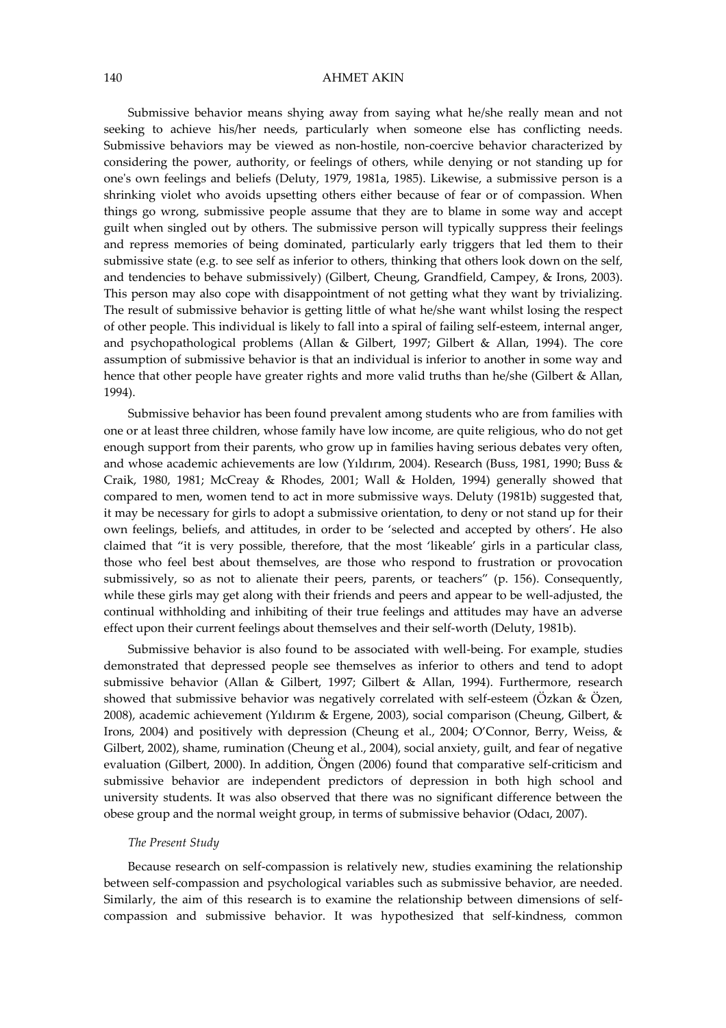Submissive behavior means shying away from saying what he/she really mean and not seeking to achieve his/her needs, particularly when someone else has conflicting needs. Submissive behaviors may be viewed as non-hostile, non-coercive behavior characterized by considering the power, authority, or feelings of others, while denying or not standing up for one's own feelings and beliefs (Deluty, 1979, 1981a, 1985). Likewise, a submissive person is a shrinking violet who avoids upsetting others either because of fear or of compassion. When things go wrong, submissive people assume that they are to blame in some way and accept guilt when singled out by others. The submissive person will typically suppress their feelings and repress memories of being dominated, particularly early triggers that led them to their submissive state (e.g. to see self as inferior to others, thinking that others look down on the self, and tendencies to behave submissively) (Gilbert, Cheung, Grandfield, Campey, & Irons, 2003). This person may also cope with disappointment of not getting what they want by trivializing. The result of submissive behavior is getting little of what he/she want whilst losing the respect of other people. This individual is likely to fall into a spiral of failing self-esteem, internal anger, and psychopathological problems (Allan & Gilbert, 1997; Gilbert & Allan, 1994). The core assumption of submissive behavior is that an individual is inferior to another in some way and hence that other people have greater rights and more valid truths than he/she (Gilbert & Allan, 1994).

Submissive behavior has been found prevalent among students who are from families with one or at least three children, whose family have low income, are quite religious, who do not get enough support from their parents, who grow up in families having serious debates very often, and whose academic achievements are low (Yıldırım, 2004). Research (Buss, 1981, 1990; Buss & Craik, 1980, 1981; McCreay & Rhodes, 2001; Wall & Holden, 1994) generally showed that compared to men, women tend to act in more submissive ways. Deluty (1981b) suggested that, it may be necessary for girls to adopt a submissive orientation, to deny or not stand up for their own feelings, beliefs, and attitudes, in order to be 'selected and accepted by others'. He also claimed that "it is very possible, therefore, that the most 'likeable' girls in a particular class, those who feel best about themselves, are those who respond to frustration or provocation submissively, so as not to alienate their peers, parents, or teachers" (p. 156). Consequently, while these girls may get along with their friends and peers and appear to be well-adjusted, the continual withholding and inhibiting of their true feelings and attitudes may have an adverse effect upon their current feelings about themselves and their self-worth (Deluty, 1981b).

Submissive behavior is also found to be associated with well-being. For example, studies demonstrated that depressed people see themselves as inferior to others and tend to adopt submissive behavior (Allan & Gilbert, 1997; Gilbert & Allan, 1994). Furthermore, research showed that submissive behavior was negatively correlated with self-esteem (Özkan & Özen, 2008), academic achievement (Yıldırım & Ergene, 2003), social comparison (Cheung, Gilbert, & Irons, 2004) and positively with depression (Cheung et al., 2004; O'Connor, Berry, Weiss, & Gilbert, 2002), shame, rumination (Cheung et al., 2004), social anxiety, guilt, and fear of negative evaluation (Gilbert, 2000). In addition, Öngen (2006) found that comparative self-criticism and submissive behavior are independent predictors of depression in both high school and university students. It was also observed that there was no significant difference between the obese group and the normal weight group, in terms of submissive behavior (Odacı, 2007).

*The Present Study*

Because research on self-compassion is relatively new, studies examining the relationship between self-compassion and psychological variables such as submissive behavior, are needed. Similarly, the aim of this research is to examine the relationship between dimensions of self-compassion and submissive behavior. It was hypothesized that self-kindness, common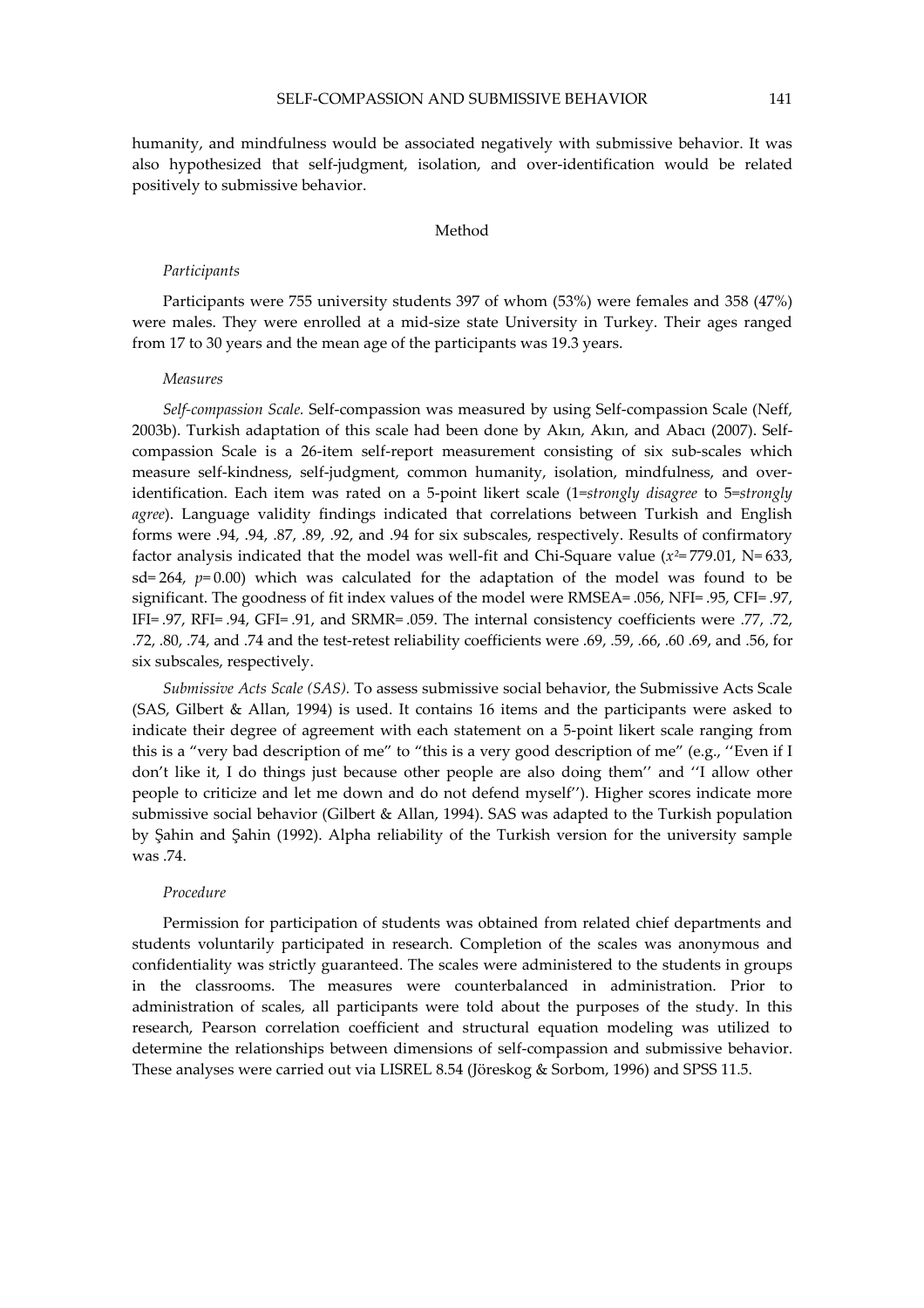humanity, and mindfulness would be associated negatively with submissive behavior. It was also hypothesized that self-judgment, isolation, and over-identification would be related positively to submissive behavior.

## Method

### *Participants*

Participants were 755 university students 397 of whom (53%) were females and 358 (47%) were males. They were enrolled at a mid-size state University in Turkey. Their ages ranged from 17 to 30 years and the mean age of the participants was 19.3 years.

### *Measures*

*Self-compassion Scale.* Self-compassion was measured by using Self-compassion Scale (Neff, 2003b). Turkish adaptation of this scale had been done by Akın, Akın, and Abacı (2007). Self-compassion Scale is a 26-item self-report measurement consisting of six sub-scales which measure self-kindness, self-judgment, common humanity, isolation, mindfulness, and over-identification. Each item was rated on a 5-point likert scale (1=*strongly disagree* to 5=*strongly agree*). Language validity findings indicated that correlations between Turkish and English forms were .94, .94, .87, .89, .92, and .94 for six subscales, respectively. Results of confirmatory factor analysis indicated that the model was well-fit and Chi-Square value ($x^2$= 779.01, N= 633, sd= 264, $p$= 0.00) which was calculated for the adaptation of the model was found to be significant. The goodness of fit index values of the model were RMSEA= .056, NFI= .95, CFI= .97, IFI= .97, RFI= .94, GFI= .91, and SRMR= .059. The internal consistency coefficients were .77, .72, .72, .80, .74, and .74 and the test-retest reliability coefficients were .69, .59, .66, .60 .69, and .56, for six subscales, respectively.

*Submissive Acts Scale (SAS).* To assess submissive social behavior, the Submissive Acts Scale (SAS, Gilbert & Allan, 1994) is used. It contains 16 items and the participants were asked to indicate their degree of agreement with each statement on a 5-point likert scale ranging from this is a "very bad description of me" to "this is a very good description of me" (e.g., ''Even if I don't like it, I do things just because other people are also doing them'' and ''I allow other people to criticize and let me down and do not defend myself''). Higher scores indicate more submissive social behavior (Gilbert & Allan, 1994). SAS was adapted to the Turkish population by Şahin and Şahin (1992). Alpha reliability of the Turkish version for the university sample was .74.

### *Procedure*

Permission for participation of students was obtained from related chief departments and students voluntarily participated in research. Completion of the scales was anonymous and confidentiality was strictly guaranteed. The scales were administered to the students in groups in the classrooms. The measures were counterbalanced in administration. Prior to administration of scales, all participants were told about the purposes of the study. In this research, Pearson correlation coefficient and structural equation modeling was utilized to determine the relationships between dimensions of self-compassion and submissive behavior. These analyses were carried out via LISREL 8.54 (Jöreskog & Sorbom, 1996) and SPSS 11.5.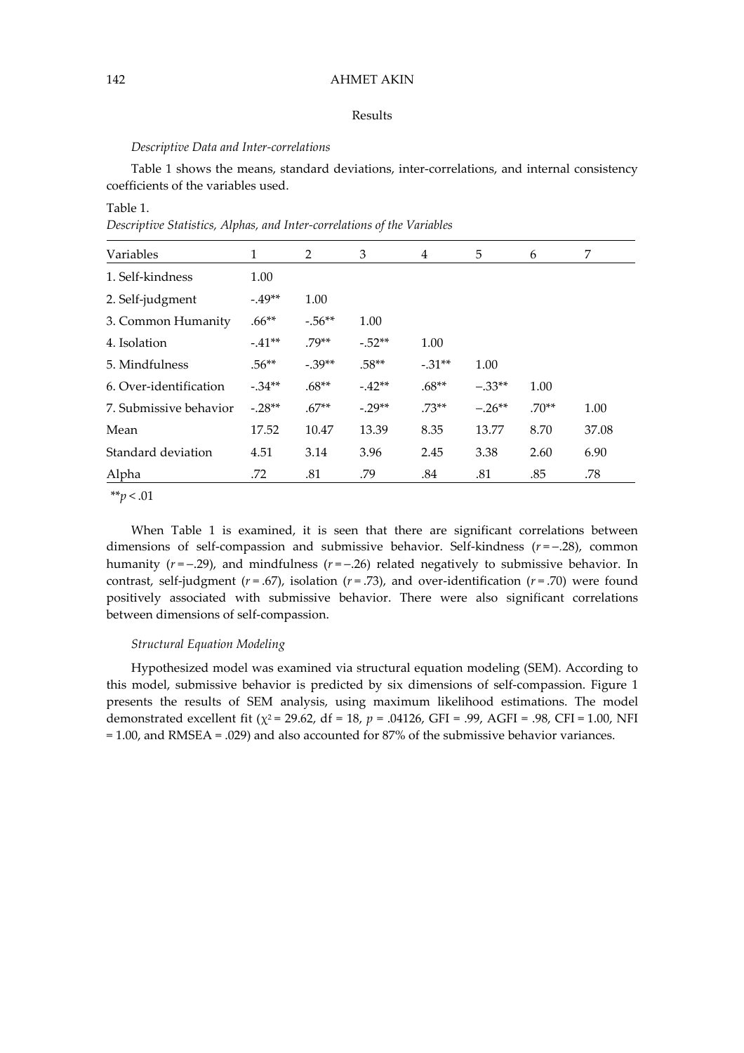## Results

### *Descriptive Data and Inter-correlations*

Table 1 shows the means, standard deviations, inter-correlations, and internal consistency coefficients of the variables used.

Table 1.
*Descriptive Statistics, Alphas, and Inter-correlations of the Variables*

| Variables | 1 | 2 | 3 | 4 | 5 | 6 | 7 |
|---|---|---|---|---|---|---|---|
| 1. Self-kindness | 1.00 | | | | | | |
| 2. Self-judgment | -.49** | 1.00 | | | | | |
| 3. Common Humanity | .66** | -.56** | 1.00 | | | | |
| 4. Isolation | -.41** | .79** | -.52** | 1.00 | | | |
| 5. Mindfulness | .56** | -.39** | .58** | -.31** | 1.00 | | |
| 6. Over-identification | -.34** | .68** | -.42** | .68** | −.33** | 1.00 | |
| 7. Submissive behavior | -.28** | .67** | -.29** | .73** | −.26** | .70** | 1.00 |
| Mean | 17.52 | 10.47 | 13.39 | 8.35 | 13.77 | 8.70 | 37.08 |
| Standard deviation | 4.51 | 3.14 | 3.96 | 2.45 | 3.38 | 2.60 | 6.90 |
| Alpha | .72 | .81 | .79 | .84 | .81 | .85 | .78 |

**$p < .01$

When Table 1 is examined, it is seen that there are significant correlations between dimensions of self-compassion and submissive behavior. Self-kindness ($r = -.28$), common humanity ($r = -.29$), and mindfulness ($r = -.26$) related negatively to submissive behavior. In contrast, self-judgment ($r = .67$), isolation ($r = .73$), and over-identification ($r = .70$) were found positively associated with submissive behavior. There were also significant correlations between dimensions of self-compassion.

### *Structural Equation Modeling*

Hypothesized model was examined via structural equation modeling (SEM). According to this model, submissive behavior is predicted by six dimensions of self-compassion. Figure 1 presents the results of SEM analysis, using maximum likelihood estimations. The model demonstrated excellent fit ($\chi^2 = 29.62$, df = 18, $p = .04126$, GFI = .99, AGFI = .98, CFI = 1.00, NFI = 1.00, and RMSEA = .029) and also accounted for 87% of the submissive behavior variances.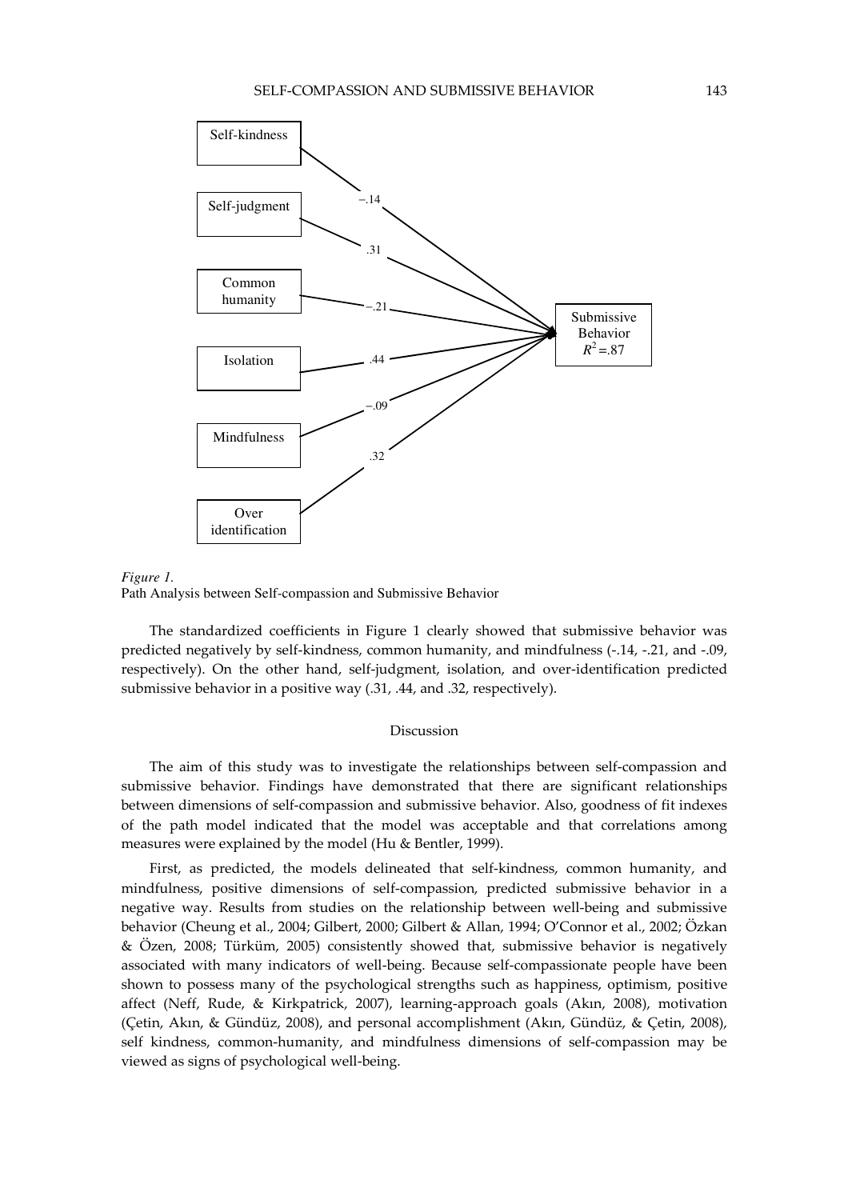Self-kindness

Self-judgment

Common humanity

Isolation

Mindfulness

Over identification

Submissive Behavior $R^2=.87$

−.14

.31

−.21

.44

−.09

.32

*Figure 1.*
Path Analysis between Self-compassion and Submissive Behavior

The standardized coefficients in Figure 1 clearly showed that submissive behavior was predicted negatively by self-kindness, common humanity, and mindfulness (-.14, -.21, and -.09, respectively). On the other hand, self-judgment, isolation, and over-identification predicted submissive behavior in a positive way (.31, .44, and .32, respectively).

## Discussion

The aim of this study was to investigate the relationships between self-compassion and submissive behavior. Findings have demonstrated that there are significant relationships between dimensions of self-compassion and submissive behavior. Also, goodness of fit indexes of the path model indicated that the model was acceptable and that correlations among measures were explained by the model (Hu & Bentler, 1999).

First, as predicted, the models delineated that self-kindness, common humanity, and mindfulness, positive dimensions of self-compassion, predicted submissive behavior in a negative way. Results from studies on the relationship between well-being and submissive behavior (Cheung et al., 2004; Gilbert, 2000; Gilbert & Allan, 1994; O'Connor et al., 2002; Özkan & Özen, 2008; Türküm, 2005) consistently showed that, submissive behavior is negatively associated with many indicators of well-being. Because self-compassionate people have been shown to possess many of the psychological strengths such as happiness, optimism, positive affect (Neff, Rude, & Kirkpatrick, 2007), learning-approach goals (Akın, 2008), motivation (Çetin, Akın, & Gündüz, 2008), and personal accomplishment (Akın, Gündüz, & Çetin, 2008), self kindness, common-humanity, and mindfulness dimensions of self-compassion may be viewed as signs of psychological well-being.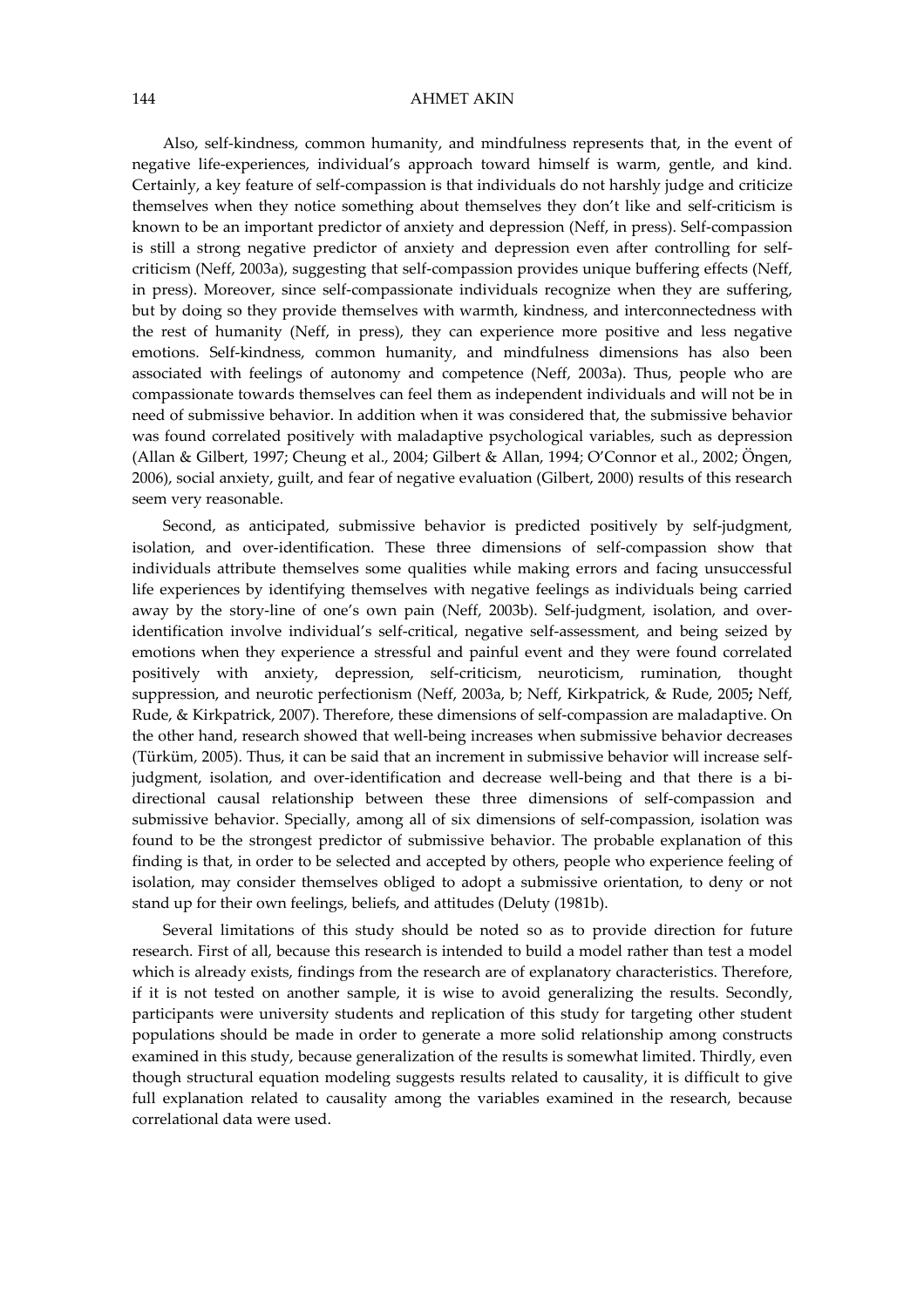Also, self-kindness, common humanity, and mindfulness represents that, in the event of negative life-experiences, individual's approach toward himself is warm, gentle, and kind. Certainly, a key feature of self-compassion is that individuals do not harshly judge and criticize themselves when they notice something about themselves they don't like and self-criticism is known to be an important predictor of anxiety and depression (Neff, in press). Self-compassion is still a strong negative predictor of anxiety and depression even after controlling for self-criticism (Neff, 2003a), suggesting that self-compassion provides unique buffering effects (Neff, in press). Moreover, since self-compassionate individuals recognize when they are suffering, but by doing so they provide themselves with warmth, kindness, and interconnectedness with the rest of humanity (Neff, in press), they can experience more positive and less negative emotions. Self-kindness, common humanity, and mindfulness dimensions has also been associated with feelings of autonomy and competence (Neff, 2003a). Thus, people who are compassionate towards themselves can feel them as independent individuals and will not be in need of submissive behavior. In addition when it was considered that, the submissive behavior was found correlated positively with maladaptive psychological variables, such as depression (Allan & Gilbert, 1997; Cheung et al., 2004; Gilbert & Allan, 1994; O'Connor et al., 2002; Öngen, 2006), social anxiety, guilt, and fear of negative evaluation (Gilbert, 2000) results of this research seem very reasonable.

Second, as anticipated, submissive behavior is predicted positively by self-judgment, isolation, and over-identification. These three dimensions of self-compassion show that individuals attribute themselves some qualities while making errors and facing unsuccessful life experiences by identifying themselves with negative feelings as individuals being carried away by the story-line of one's own pain (Neff, 2003b). Self-judgment, isolation, and over-identification involve individual's self-critical, negative self-assessment, and being seized by emotions when they experience a stressful and painful event and they were found correlated positively with anxiety, depression, self-criticism, neuroticism, rumination, thought suppression, and neurotic perfectionism (Neff, 2003a, b; Neff, Kirkpatrick, & Rude, 2005**;** Neff, Rude, & Kirkpatrick, 2007). Therefore, these dimensions of self-compassion are maladaptive. On the other hand, research showed that well-being increases when submissive behavior decreases (Türküm, 2005). Thus, it can be said that an increment in submissive behavior will increase self-judgment, isolation, and over-identification and decrease well-being and that there is a bi-directional causal relationship between these three dimensions of self-compassion and submissive behavior. Specially, among all of six dimensions of self-compassion, isolation was found to be the strongest predictor of submissive behavior. The probable explanation of this finding is that, in order to be selected and accepted by others, people who experience feeling of isolation, may consider themselves obliged to adopt a submissive orientation, to deny or not stand up for their own feelings, beliefs, and attitudes (Deluty (1981b).

Several limitations of this study should be noted so as to provide direction for future research. First of all, because this research is intended to build a model rather than test a model which is already exists, findings from the research are of explanatory characteristics. Therefore, if it is not tested on another sample, it is wise to avoid generalizing the results. Secondly, participants were university students and replication of this study for targeting other student populations should be made in order to generate a more solid relationship among constructs examined in this study, because generalization of the results is somewhat limited. Thirdly, even though structural equation modeling suggests results related to causality, it is difficult to give full explanation related to causality among the variables examined in the research, because correlational data were used.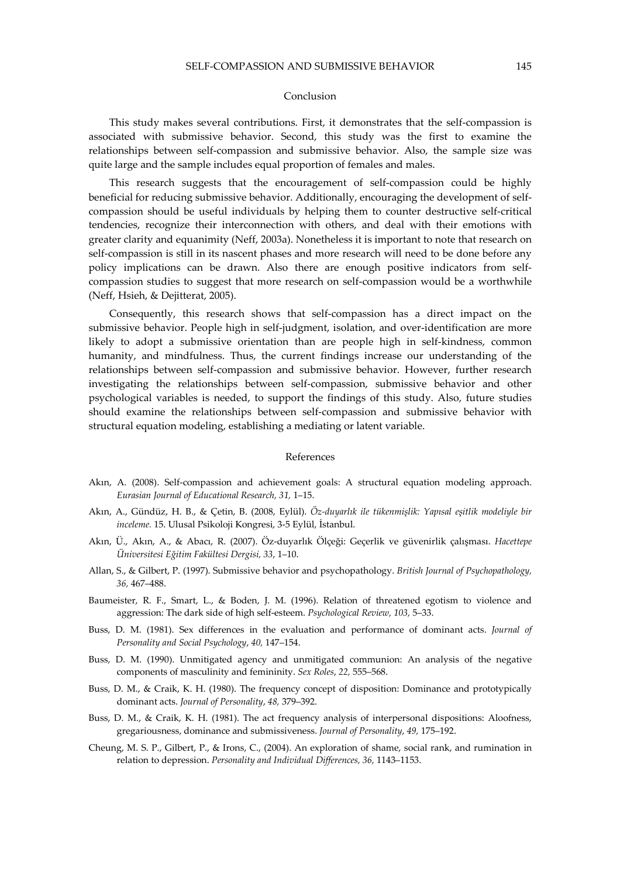## Conclusion

This study makes several contributions. First, it demonstrates that the self-compassion is associated with submissive behavior. Second, this study was the first to examine the relationships between self-compassion and submissive behavior. Also, the sample size was quite large and the sample includes equal proportion of females and males.

This research suggests that the encouragement of self-compassion could be highly beneficial for reducing submissive behavior. Additionally, encouraging the development of self-compassion should be useful individuals by helping them to counter destructive self-critical tendencies, recognize their interconnection with others, and deal with their emotions with greater clarity and equanimity (Neff, 2003a). Nonetheless it is important to note that research on self-compassion is still in its nascent phases and more research will need to be done before any policy implications can be drawn. Also there are enough positive indicators from self-compassion studies to suggest that more research on self-compassion would be a worthwhile (Neff, Hsieh, & Dejitterat, 2005).

Consequently, this research shows that self-compassion has a direct impact on the submissive behavior. People high in self-judgment, isolation, and over-identification are more likely to adopt a submissive orientation than are people high in self-kindness, common humanity, and mindfulness. Thus, the current findings increase our understanding of the relationships between self-compassion and submissive behavior. However, further research investigating the relationships between self-compassion, submissive behavior and other psychological variables is needed, to support the findings of this study. Also, future studies should examine the relationships between self-compassion and submissive behavior with structural equation modeling, establishing a mediating or latent variable.

## References

Akın, A. (2008). Self-compassion and achievement goals: A structural equation modeling approach. *Eurasian Journal of Educational Research, 31,* 1–15.

Akın, A., Gündüz, H. B., & Çetin, B. (2008, Eylül). *Öz-duyarlık ile tükenmişlik: Yapısal eşitlik modeliyle bir inceleme.* 15. Ulusal Psikoloji Kongresi, 3-5 Eylül, İstanbul.

Akın, Ü., Akın, A., & Abacı, R. (2007). Öz-duyarlık Ölçeği: Geçerlik ve güvenirlik çalışması. *Hacettepe Üniversitesi Eğitim Fakültesi Dergisi, 33*, 1–10.

Allan, S., & Gilbert, P. (1997). Submissive behavior and psychopathology. *British Journal of Psychopathology, 36,* 467–488.

Baumeister, R. F., Smart, L., & Boden, J. M. (1996). Relation of threatened egotism to violence and aggression: The dark side of high self-esteem. *Psychological Review, 103,* 5–33.

Buss, D. M. (1981). Sex differences in the evaluation and performance of dominant acts. *Journal of Personality and Social Psychology*, *40,* 147–154.

Buss, D. M. (1990). Unmitigated agency and unmitigated communion: An analysis of the negative components of masculinity and femininity. *Sex Roles*, *22,* 555–568.

Buss, D. M., & Craik, K. H. (1980). The frequency concept of disposition: Dominance and prototypically dominant acts. *Journal of Personality*, *48,* 379–392.

Buss, D. M., & Craik, K. H. (1981). The act frequency analysis of interpersonal dispositions: Aloofness, gregariousness, dominance and submissiveness. *Journal of Personality*, *49,* 175–192.

Cheung, M. S. P., Gilbert, P., & Irons, C., (2004). An exploration of shame, social rank, and rumination in relation to depression. *Personality and Individual Differences, 36,* 1143–1153.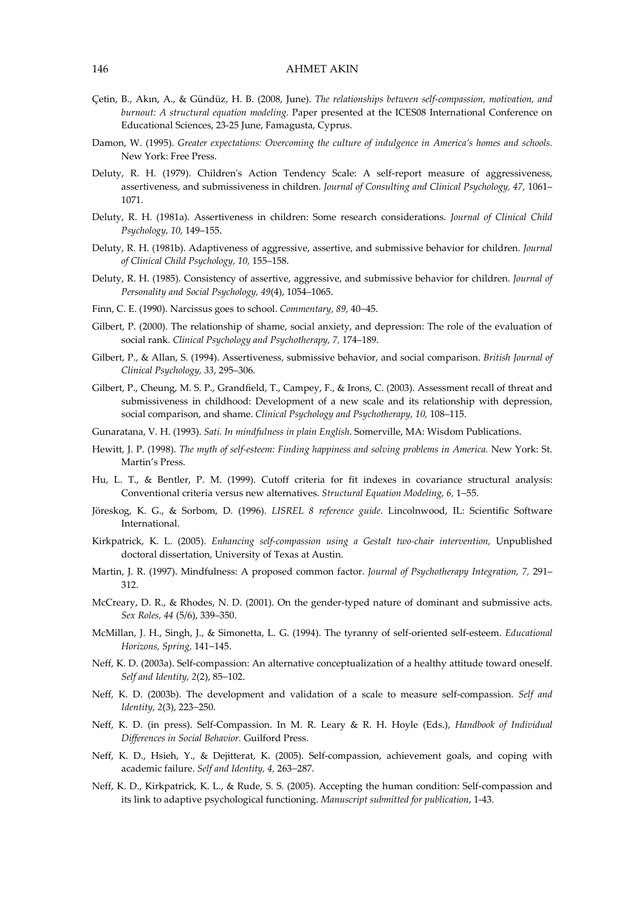Çetin, B., Akın, A., & Gündüz, H. B. (2008, June). *The relationships between self-compassion, motivation, and burnout: A structural equation modeling.* Paper presented at the ICES08 International Conference on Educational Sciences, 23-25 June, Famagusta, Cyprus.

Damon, W. (1995). *Greater expectations: Overcoming the culture of indulgence in America's homes and schools.* New York: Free Press.

Deluty, R. H. (1979). Children's Action Tendency Scale: A self-report measure of aggressiveness, assertiveness, and submissiveness in children. *Journal of Consulting and Clinical Psychology, 47,* 1061–1071.

Deluty, R. H. (1981a). Assertiveness in children: Some research considerations. *Journal of Clinical Child Psychology, 10,* 149–155.

Deluty, R. H. (1981b). Adaptiveness of aggressive, assertive, and submissive behavior for children. *Journal of Clinical Child Psychology, 10,* 155–158.

Deluty, R. H. (1985). Consistency of assertive, aggressive, and submissive behavior for children. *Journal of Personality and Social Psychology, 49*(4), 1054–1065.

Finn, C. E. (1990). Narcissus goes to school. *Commentary, 89,* 40–45.

Gilbert, P. (2000). The relationship of shame, social anxiety, and depression: The role of the evaluation of social rank. *Clinical Psychology and Psychotherapy, 7,* 174–189.

Gilbert, P., & Allan, S. (1994). Assertiveness, submissive behavior, and social comparison. *British Journal of Clinical Psychology, 33,* 295–306.

Gilbert, P., Cheung, M. S. P., Grandfield, T., Campey, F., & Irons, C. (2003). Assessment recall of threat and submissiveness in childhood: Development of a new scale and its relationship with depression, social comparison, and shame. *Clinical Psychology and Psychotherapy, 10,* 108–115.

Gunaratana, V. H. (1993). *Sati. In mindfulness in plain English.* Somerville, MA: Wisdom Publications.

Hewitt, J. P. (1998). *The myth of self-esteem: Finding happiness and solving problems in America.* New York: St. Martin's Press.

Hu, L. T., & Bentler, P. M. (1999). Cutoff criteria for fit indexes in covariance structural analysis: Conventional criteria versus new alternatives. *Structural Equation Modeling, 6,* 1–55.

Jöreskog, K. G., & Sorbom, D. (1996). *LISREL 8 reference guide.* Lincolnwood, IL: Scientific Software International.

Kirkpatrick, K. L. (2005). *Enhancing self-compassion using a Gestalt two-chair intervention,* Unpublished doctoral dissertation, University of Texas at Austin.

Martin, J. R. (1997). Mindfulness: A proposed common factor. *Journal of Psychotherapy Integration, 7,* 291–312.

McCreary, D. R., & Rhodes, N. D. (2001). On the gender-typed nature of dominant and submissive acts. *Sex Roles, 44* (5/6), 339–350.

McMillan, J. H., Singh, J., & Simonetta, L. G. (1994). The tyranny of self-oriented self-esteem. *Educational Horizons, Spring,* 141–145.

Neff, K. D. (2003a). Self-compassion: An alternative conceptualization of a healthy attitude toward oneself. *Self and Identity, 2*(2), 85–102.

Neff, K. D. (2003b). The development and validation of a scale to measure self-compassion. *Self and Identity, 2*(3), 223–250.

Neff, K. D. (in press). Self-Compassion. In M. R. Leary & R. H. Hoyle (Eds.), *Handbook of Individual Differences in Social Behavior.* Guilford Press.

Neff, K. D., Hsieh, Y., & Dejitterat, K. (2005). Self-compassion, achievement goals, and coping with academic failure. *Self and Identity, 4,* 263–287.

Neff, K. D., Kirkpatrick, K. L., & Rude, S. S. (2005). Accepting the human condition: Self-compassion and its link to adaptive psychological functioning. *Manuscript submitted for publication*, 1-43.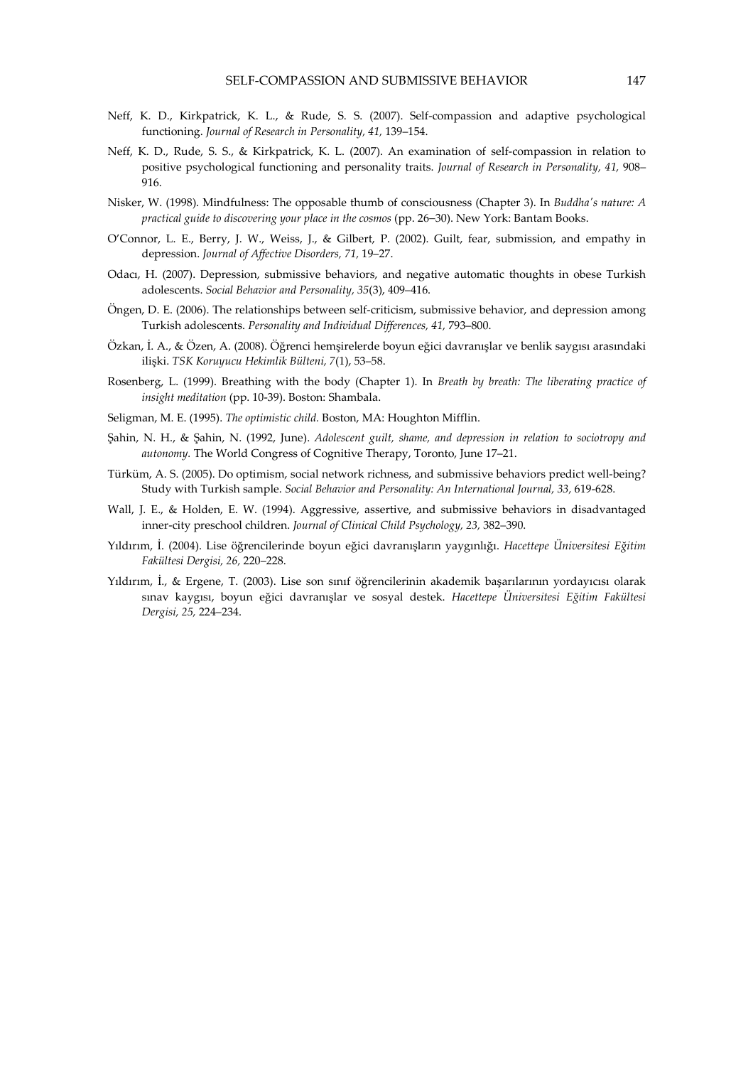Neff, K. D., Kirkpatrick, K. L., & Rude, S. S. (2007). Self-compassion and adaptive psychological functioning. *Journal of Research in Personality, 41,* 139–154.

Neff, K. D., Rude, S. S., & Kirkpatrick, K. L. (2007). An examination of self-compassion in relation to positive psychological functioning and personality traits. *Journal of Research in Personality, 41,* 908–916.

Nisker, W. (1998). Mindfulness: The opposable thumb of consciousness (Chapter 3). In *Buddha's nature: A practical guide to discovering your place in the cosmos* (pp. 26–30). New York: Bantam Books.

O'Connor, L. E., Berry, J. W., Weiss, J., & Gilbert, P. (2002). Guilt, fear, submission, and empathy in depression. *Journal of Affective Disorders, 71,* 19–27.

Odacı, H. (2007). Depression, submissive behaviors, and negative automatic thoughts in obese Turkish adolescents. *Social Behavior and Personality, 35*(3), 409–416.

Öngen, D. E. (2006). The relationships between self-criticism, submissive behavior, and depression among Turkish adolescents. *Personality and Individual Differences, 41,* 793–800.

Özkan, İ. A., & Özen, A. (2008). Öğrenci hemşirelerde boyun eğici davranışlar ve benlik saygısı arasındaki ilişki. *TSK Koruyucu Hekimlik Bülteni, 7*(1), 53–58.

Rosenberg, L. (1999). Breathing with the body (Chapter 1). In *Breath by breath: The liberating practice of insight meditation* (pp. 10-39). Boston: Shambala.

Seligman, M. E. (1995). *The optimistic child.* Boston, MA: Houghton Mifflin.

Şahin, N. H., & Şahin, N. (1992, June). *Adolescent guilt, shame, and depression in relation to sociotropy and autonomy.* The World Congress of Cognitive Therapy, Toronto, June 17–21.

Türküm, A. S. (2005). Do optimism, social network richness, and submissive behaviors predict well-being? Study with Turkish sample. *Social Behavior and Personality: An International Journal, 33,* 619-628.

Wall, J. E., & Holden, E. W. (1994). Aggressive, assertive, and submissive behaviors in disadvantaged inner-city preschool children. *Journal of Clinical Child Psychology, 23,* 382–390.

Yıldırım, İ. (2004). Lise öğrencilerinde boyun eğici davranışların yaygınlığı. *Hacettepe Üniversitesi Eğitim Fakültesi Dergisi, 26,* 220–228.

Yıldırım, İ., & Ergene, T. (2003). Lise son sınıf öğrencilerinin akademik başarılarının yordayıcısı olarak sınav kaygısı, boyun eğici davranışlar ve sosyal destek. *Hacettepe Üniversitesi Eğitim Fakültesi Dergisi, 25,* 224–234.